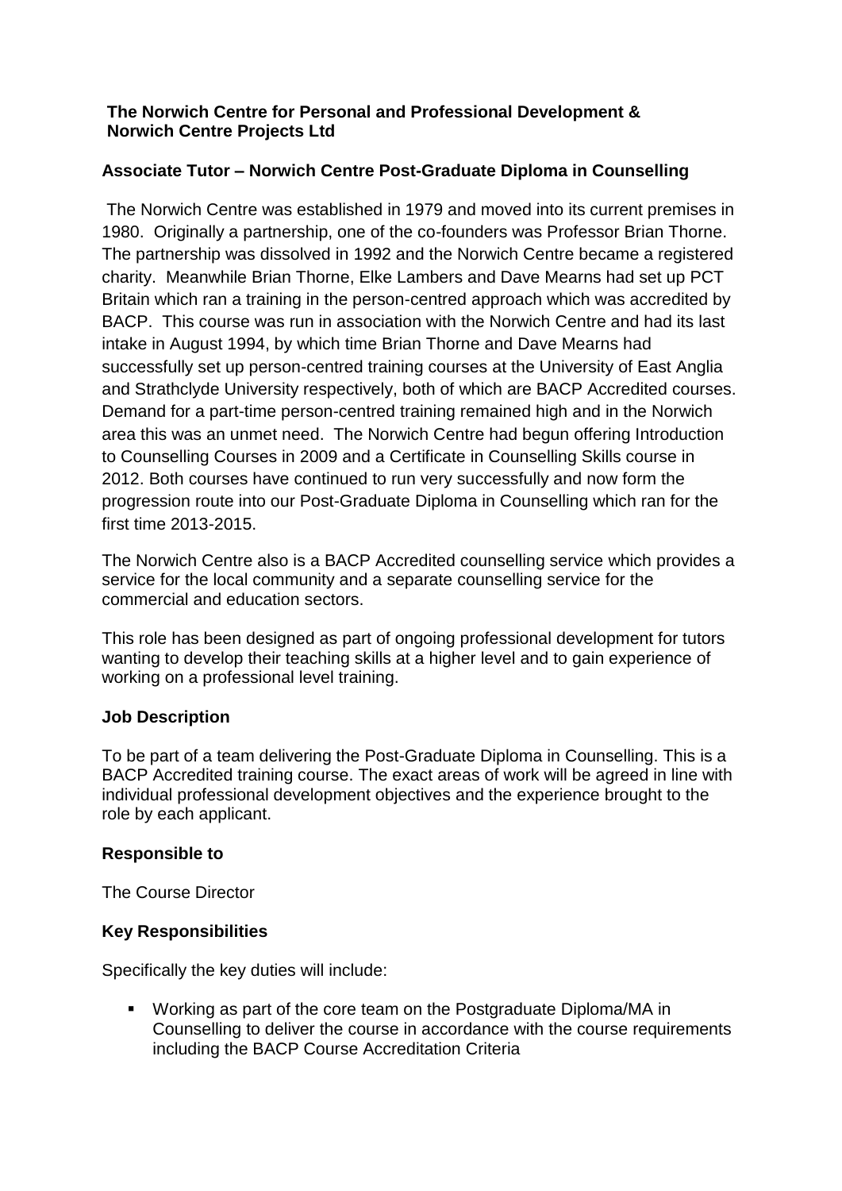**The Norwich Centre for Personal and Professional Development & Norwich Centre Projects Ltd**

## Associate Tutor – Norwich Centre Post-Graduate Diploma in Counselling

The Norwich Centre was established in 1979 and moved into its current premises in 1980. Originally a partnership, one of the co-founders was Professor Brian Thorne. The partnership was dissolved in 1992 and the Norwich Centre became a registered charity. Meanwhile Brian Thorne, Elke Lambers and Dave Mearns had set up PCT Britain which ran a training in the person-centred approach which was accredited by BACP. This course was run in association with the Norwich Centre and had its last intake in August 1994, by which time Brian Thorne and Dave Mearns had successfully set up person-centred training courses at the University of East Anglia and Strathclyde University respectively, both of which are BACP Accredited courses. Demand for a part-time person-centred training remained high and in the Norwich area this was an unmet need. The Norwich Centre had begun offering Introduction to Counselling Courses in 2009 and a Certificate in Counselling Skills course in 2012. Both courses have continued to run very successfully and now form the progression route into our Post-Graduate Diploma in Counselling which ran for the first time 2013-2015.

The Norwich Centre also is a BACP Accredited counselling service which provides a service for the local community and a separate counselling service for the commercial and education sectors.

This role has been designed as part of ongoing professional development for tutors wanting to develop their teaching skills at a higher level and to gain experience of working on a professional level training.

### Job Description

To be part of a team delivering the Post-Graduate Diploma in Counselling. This is a BACP Accredited training course. The exact areas of work will be agreed in line with individual professional development objectives and the experience brought to the role by each applicant.

### Responsible to

The Course Director

### Key Responsibilities

Specifically the key duties will include:

- Working as part of the core team on the Postgraduate Diploma/MA in Counselling to deliver the course in accordance with the course requirements including the BACP Course Accreditation Criteria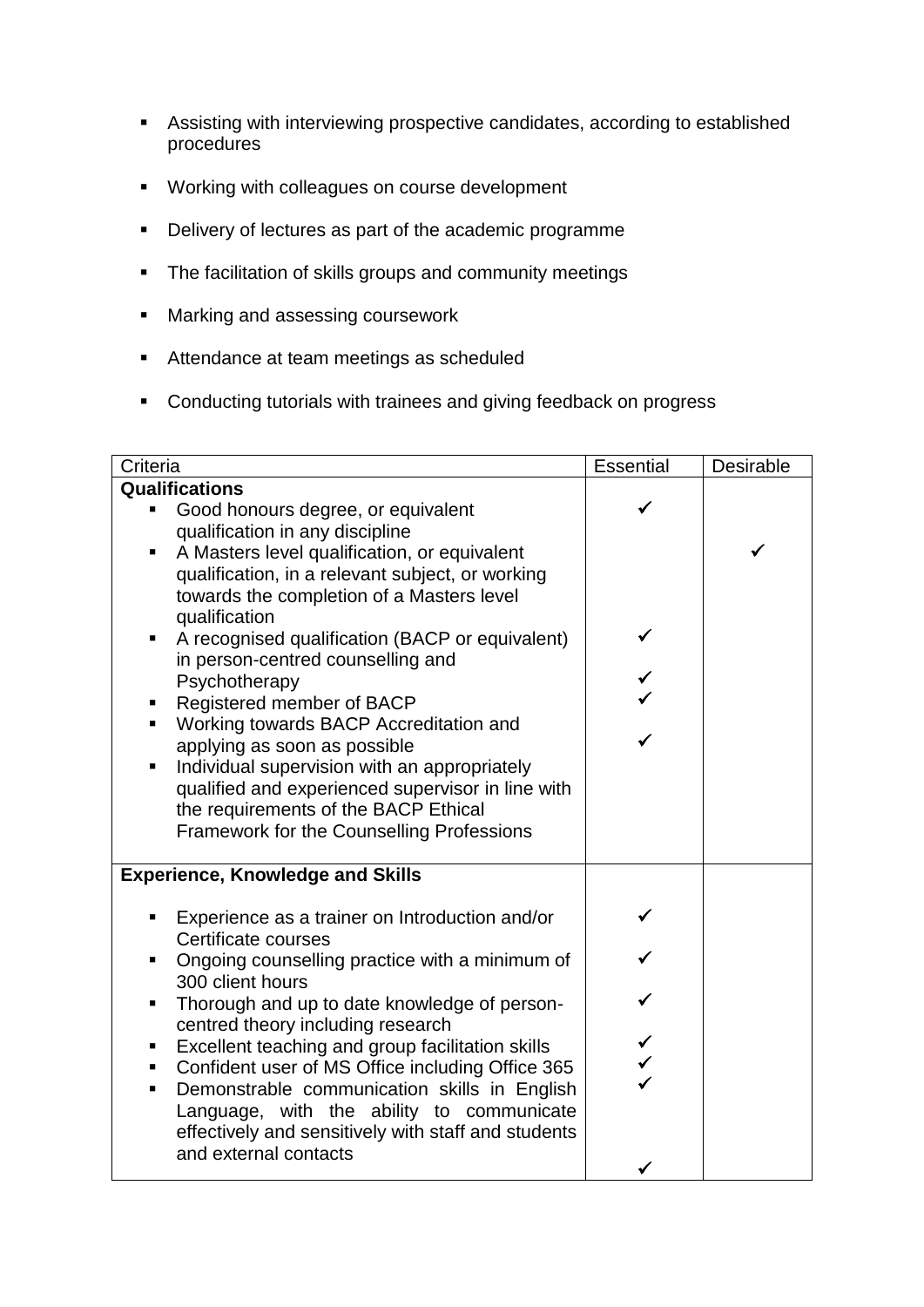- Assisting with interviewing prospective candidates, according to established procedures
- Working with colleagues on course development
- Delivery of lectures as part of the academic programme
- The facilitation of skills groups and community meetings
- Marking and assessing coursework
- Attendance at team meetings as scheduled
- Conducting tutorials with trainees and giving feedback on progress

| Criteria | Essential | Desirable |
|---|---|---|
| **Qualifications** | | |
| ▪ Good honours degree, or equivalent qualification in any discipline | ✓ | |
| ▪ A Masters level qualification, or equivalent qualification, in a relevant subject, or working towards the completion of a Masters level qualification | | ✓ |
| ▪ A recognised qualification (BACP or equivalent) in person-centred counselling and Psychotherapy | ✓ | |
| ▪ Registered member of BACP | ✓ | |
| ▪ Working towards BACP Accreditation and applying as soon as possible | ✓ | |
| ▪ Individual supervision with an appropriately qualified and experienced supervisor in line with the requirements of the BACP Ethical Framework for the Counselling Professions | ✓ | |
| **Experience, Knowledge and Skills** | | |
| ▪ Experience as a trainer on Introduction and/or Certificate courses | ✓ | |
| ▪ Ongoing counselling practice with a minimum of 300 client hours | ✓ | |
| ▪ Thorough and up to date knowledge of person-centred theory including research | ✓ | |
| ▪ Excellent teaching and group facilitation skills | ✓ | |
| ▪ Confident user of MS Office including Office 365 | ✓ | |
| ▪ Demonstrable communication skills in English Language, with the ability to communicate effectively and sensitively with staff and students and external contacts | ✓ | |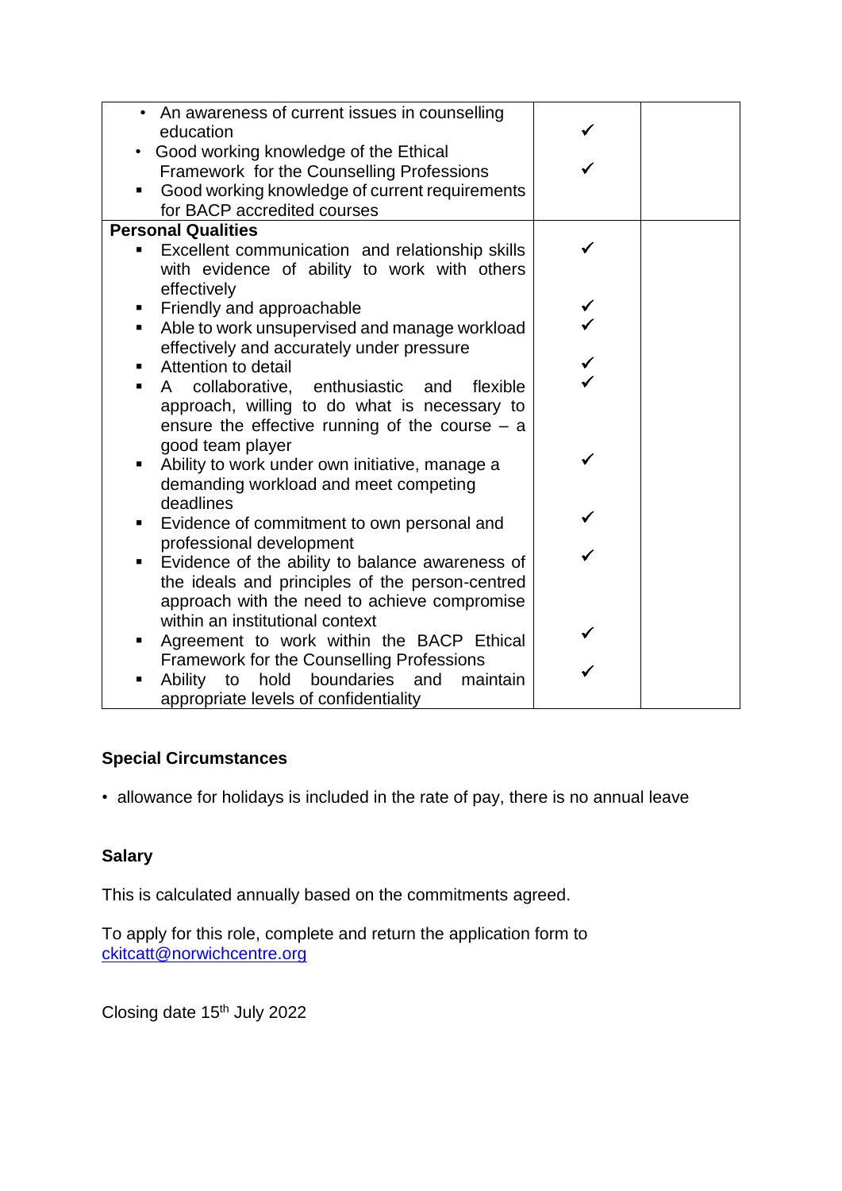| | | |
|---|---|---|
| • An awareness of current issues in counselling education<br>• Good working knowledge of the Ethical Framework for the Counselling Professions<br>▪ Good working knowledge of current requirements for BACP accredited courses | ✓<br>✓ | |
| **Personal Qualities**<br>▪ Excellent communication and relationship skills with evidence of ability to work with others effectively<br>▪ Friendly and approachable<br>▪ Able to work unsupervised and manage workload effectively and accurately under pressure<br>▪ Attention to detail<br>▪ A collaborative, enthusiastic and flexible approach, willing to do what is necessary to ensure the effective running of the course – a good team player<br>▪ Ability to work under own initiative, manage a demanding workload and meet competing deadlines<br>▪ Evidence of commitment to own personal and professional development<br>▪ Evidence of the ability to balance awareness of the ideals and principles of the person-centred approach with the need to achieve compromise within an institutional context<br>▪ Agreement to work within the BACP Ethical Framework for the Counselling Professions<br>▪ Ability to hold boundaries and maintain appropriate levels of confidentiality | ✓<br>✓<br>✓<br>✓<br>✓<br>✓<br>✓<br>✓<br>✓<br>✓ | |

**Special Circumstances**

• allowance for holidays is included in the rate of pay, there is no annual leave

**Salary**

This is calculated annually based on the commitments agreed.

To apply for this role, complete and return the application form to ckitcatt@norwichcentre.org

Closing date 15th July 2022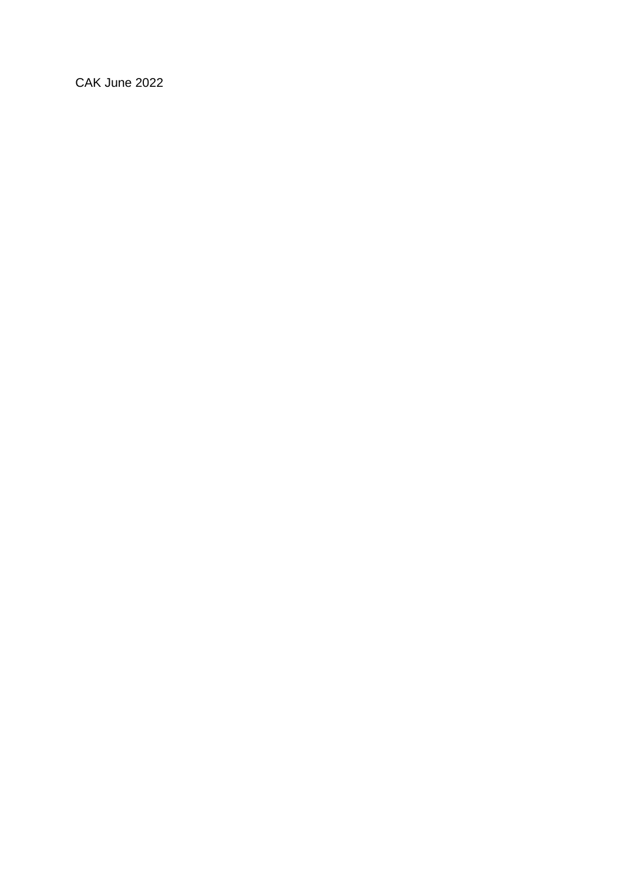CAK June 2022